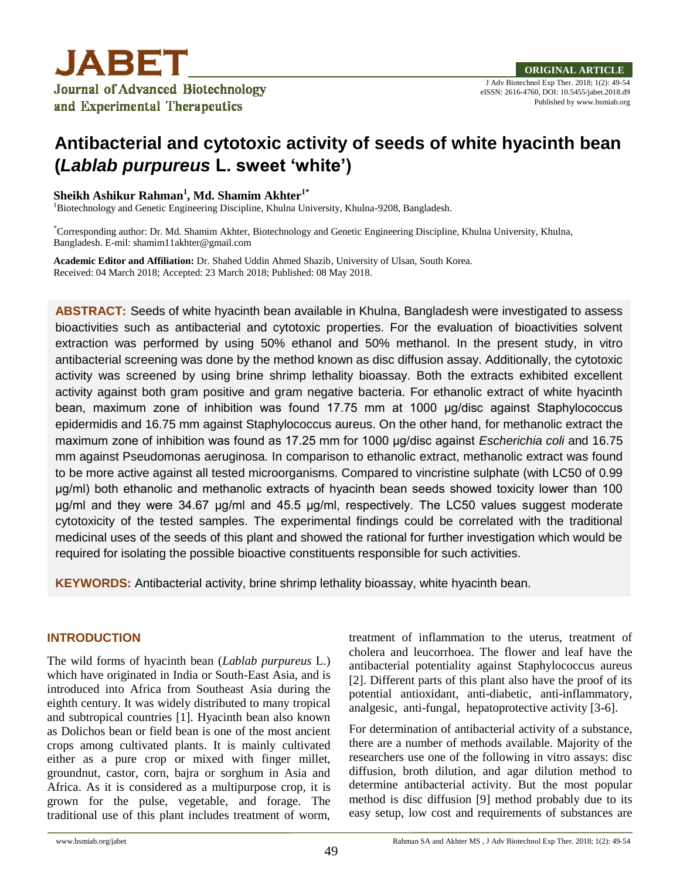ORIGINAL ARTICLE

# Antibacterial and cytotoxic activity of seeds of white hyacinth bean (*Lablab purpureus* L. sweet 'white')

**Sheikh Ashikur Rahman[1], Md. Shamim Akhter[1*]**

[1]Biotechnology and Genetic Engineering Discipline, Khulna University, Khulna-9208, Bangladesh.

[*]Corresponding author: Dr. Md. Shamim Akhter, Biotechnology and Genetic Engineering Discipline, Khulna University, Khulna, Bangladesh. E-mil: shamim11akhter@gmail.com

**Academic Editor and Affiliation:** Dr. Shahed Uddin Ahmed Shazib, University of Ulsan, South Korea.
Received: 04 March 2018; Accepted: 23 March 2018; Published: 08 May 2018.

**ABSTRACT:** Seeds of white hyacinth bean available in Khulna, Bangladesh were investigated to assess bioactivities such as antibacterial and cytotoxic properties. For the evaluation of bioactivities solvent extraction was performed by using 50% ethanol and 50% methanol. In the present study, in vitro antibacterial screening was done by the method known as disc diffusion assay. Additionally, the cytotoxic activity was screened by using brine shrimp lethality bioassay. Both the extracts exhibited excellent activity against both gram positive and gram negative bacteria. For ethanolic extract of white hyacinth bean, maximum zone of inhibition was found 17.75 mm at 1000 µg/disc against Staphylococcus epidermidis and 16.75 mm against Staphylococcus aureus. On the other hand, for methanolic extract the maximum zone of inhibition was found as 17.25 mm for 1000 µg/disc against *Escherichia coli* and 16.75 mm against Pseudomonas aeruginosa. In comparison to ethanolic extract, methanolic extract was found to be more active against all tested microorganisms. Compared to vincristine sulphate (with LC50 of 0.99 µg/ml) both ethanolic and methanolic extracts of hyacinth bean seeds showed toxicity lower than 100 µg/ml and they were 34.67 µg/ml and 45.5 µg/ml, respectively. The LC50 values suggest moderate cytotoxicity of the tested samples. The experimental findings could be correlated with the traditional medicinal uses of the seeds of this plant and showed the rational for further investigation which would be required for isolating the possible bioactive constituents responsible for such activities.

**KEYWORDS:** Antibacterial activity, brine shrimp lethality bioassay, white hyacinth bean.

## INTRODUCTION

The wild forms of hyacinth bean (*Lablab purpureus* L.) which have originated in India or South-East Asia, and is introduced into Africa from Southeast Asia during the eighth century. It was widely distributed to many tropical and subtropical countries [1]. Hyacinth bean also known as Dolichos bean or field bean is one of the most ancient crops among cultivated plants. It is mainly cultivated either as a pure crop or mixed with finger millet, groundnut, castor, corn, bajra or sorghum in Asia and Africa. As it is considered as a multipurpose crop, it is grown for the pulse, vegetable, and forage. The traditional use of this plant includes treatment of worm, treatment of inflammation to the uterus, treatment of cholera and leucorrhoea. The flower and leaf have the antibacterial potentiality against Staphylococcus aureus [2]. Different parts of this plant also have the proof of its potential antioxidant, anti-diabetic, anti-inflammatory, analgesic, anti-fungal, hepatoprotective activity [3-6].

For determination of antibacterial activity of a substance, there are a number of methods available. Majority of the researchers use one of the following in vitro assays: disc diffusion, broth dilution, and agar dilution method to determine antibacterial activity. But the most popular method is disc diffusion [9] method probably due to its easy setup, low cost and requirements of substances are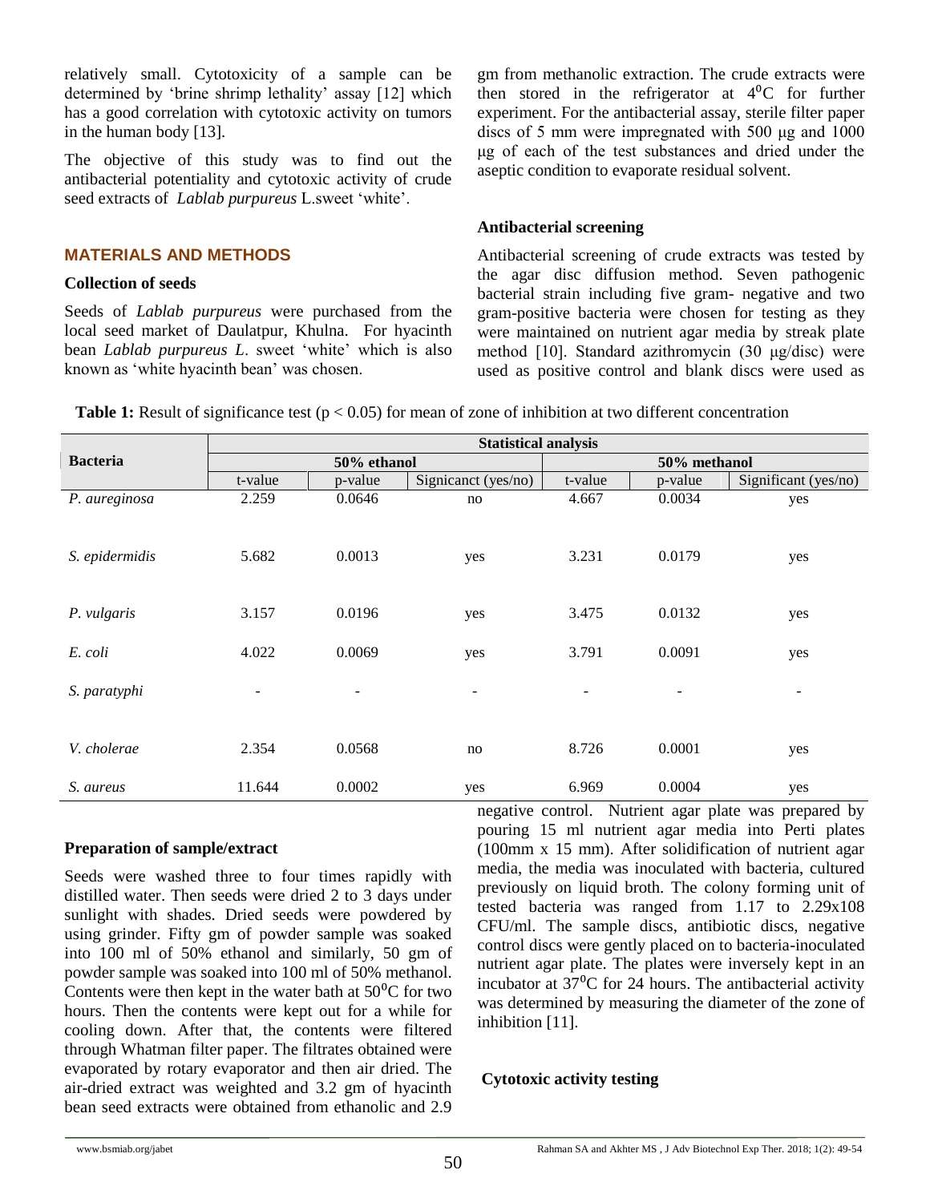relatively small. Cytotoxicity of a sample can be determined by 'brine shrimp lethality' assay [12] which has a good correlation with cytotoxic activity on tumors in the human body [13].

The objective of this study was to find out the antibacterial potentiality and cytotoxic activity of crude seed extracts of *Lablab purpureus* L.sweet 'white'.

## MATERIALS AND METHODS

### Collection of seeds

Seeds of *Lablab purpureus* were purchased from the local seed market of Daulatpur, Khulna. For hyacinth bean *Lablab purpureus L*. sweet 'white' which is also known as 'white hyacinth bean' was chosen.

### Preparation of sample/extract

Seeds were washed three to four times rapidly with distilled water. Then seeds were dried 2 to 3 days under sunlight with shades. Dried seeds were powdered by using grinder. Fifty gm of powder sample was soaked into 100 ml of 50% ethanol and similarly, 50 gm of powder sample was soaked into 100 ml of 50% methanol. Contents were then kept in the water bath at $50^0$C for two hours. Then the contents were kept out for a while for cooling down. After that, the contents were filtered through Whatman filter paper. The filtrates obtained were evaporated by rotary evaporator and then air dried. The air-dried extract was weighted and 3.2 gm of hyacinth bean seed extracts were obtained from ethanolic and 2.9 gm from methanolic extraction. The crude extracts were then stored in the refrigerator at $4^0$C for further experiment. For the antibacterial assay, sterile filter paper discs of 5 mm were impregnated with 500 μg and 1000 μg of each of the test substances and dried under the aseptic condition to evaporate residual solvent.

### Antibacterial screening

Antibacterial screening of crude extracts was tested by the agar disc diffusion method. Seven pathogenic bacterial strain including five gram- negative and two gram-positive bacteria were chosen for testing as they were maintained on nutrient agar media by streak plate method [10]. Standard azithromycin (30 μg/disc) were used as positive control and blank discs were used as negative control. Nutrient agar plate was prepared by pouring 15 ml nutrient agar media into Perti plates (100mm x 15 mm). After solidification of nutrient agar media, the media was inoculated with bacteria, cultured previously on liquid broth. The colony forming unit of tested bacteria was ranged from 1.17 to 2.29x108 CFU/ml. The sample discs, antibiotic discs, negative control discs were gently placed on to bacteria-inoculated nutrient agar plate. The plates were inversely kept in an incubator at $37^0$C for 24 hours. The antibacterial activity was determined by measuring the diameter of the zone of inhibition [11].

**Table 1:** Result of significance test ($p < 0.05$) for mean of zone of inhibition at two different concentration

| Bacteria | Statistical analysis | | | | | |
|---|---|---|---|---|---|---|
| | 50% ethanol | | | 50% methanol | | |
| | t-value | p-value | Signicanct (yes/no) | t-value | p-value | Significant (yes/no) |
| *P. aureginosa* | 2.259 | 0.0646 | no | 4.667 | 0.0034 | yes |
| *S. epidermidis* | 5.682 | 0.0013 | yes | 3.231 | 0.0179 | yes |
| *P. vulgaris* | 3.157 | 0.0196 | yes | 3.475 | 0.0132 | yes |
| *E. coli* | 4.022 | 0.0069 | yes | 3.791 | 0.0091 | yes |
| *S. paratyphi* | - | - | - | - | - | - |
| *V. cholerae* | 2.354 | 0.0568 | no | 8.726 | 0.0001 | yes |
| *S. aureus* | 11.644 | 0.0002 | yes | 6.969 | 0.0004 | yes |

### Cytotoxic activity testing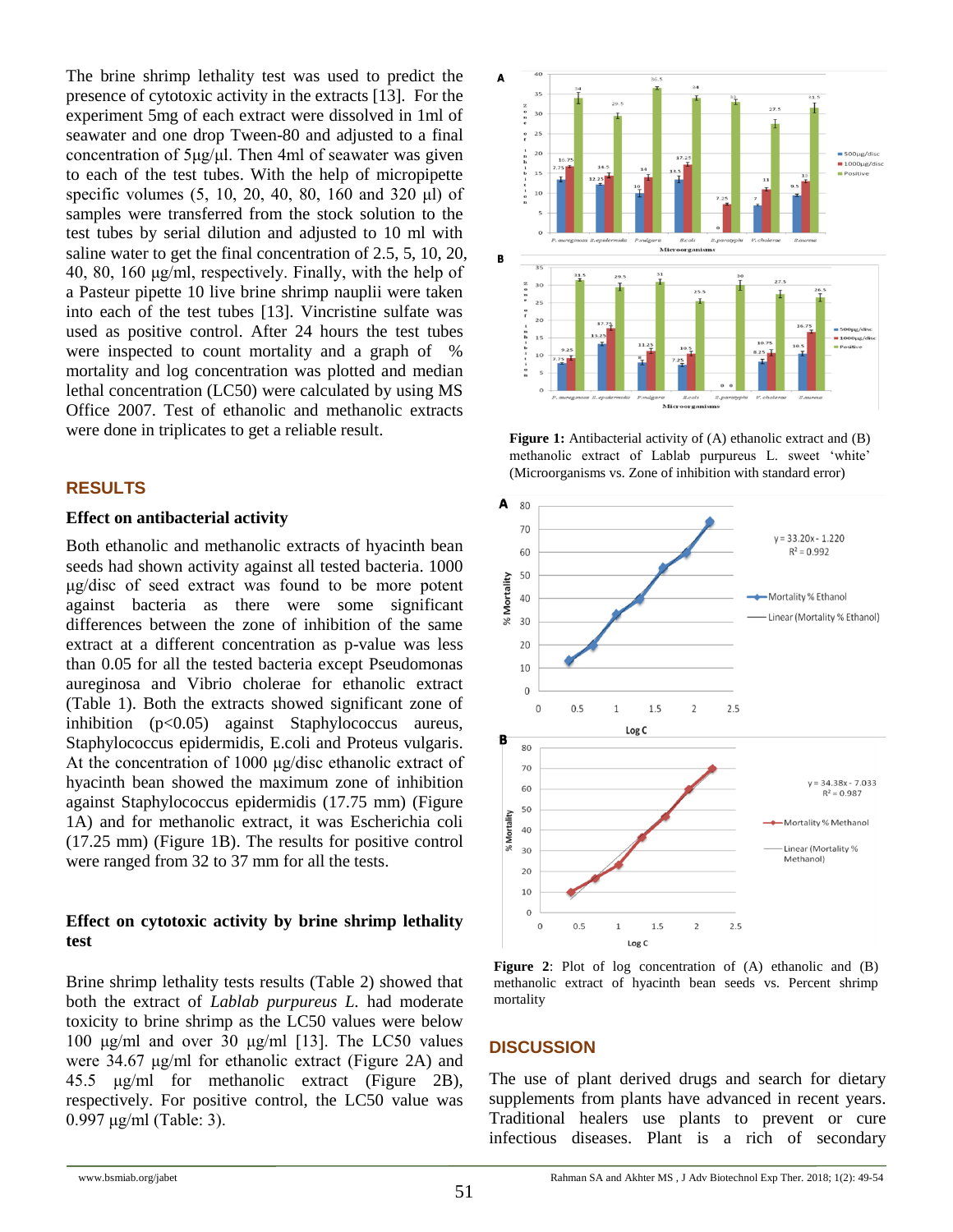The brine shrimp lethality test was used to predict the presence of cytotoxic activity in the extracts [13]. For the experiment 5mg of each extract were dissolved in 1ml of seawater and one drop Tween-80 and adjusted to a final concentration of 5μg/μl. Then 4ml of seawater was given to each of the test tubes. With the help of micropipette specific volumes (5, 10, 20, 40, 80, 160 and 320 μl) of samples were transferred from the stock solution to the test tubes by serial dilution and adjusted to 10 ml with saline water to get the final concentration of 2.5, 5, 10, 20, 40, 80, 160 μg/ml, respectively. Finally, with the help of a Pasteur pipette 10 live brine shrimp nauplii were taken into each of the test tubes [13]. Vincristine sulfate was used as positive control. After 24 hours the test tubes were inspected to count mortality and a graph of % mortality and log concentration was plotted and median lethal concentration (LC50) were calculated by using MS Office 2007. Test of ethanolic and methanolic extracts were done in triplicates to get a reliable result.

## RESULTS

### Effect on antibacterial activity

Both ethanolic and methanolic extracts of hyacinth bean seeds had shown activity against all tested bacteria. 1000 μg/disc of seed extract was found to be more potent against bacteria as there were some significant differences between the zone of inhibition of the same extract at a different concentration as p-value was less than 0.05 for all the tested bacteria except Pseudomonas aureginosa and Vibrio cholerae for ethanolic extract (Table 1). Both the extracts showed significant zone of inhibition ($p<0.05$) against Staphylococcus aureus, Staphylococcus epidermidis, E.coli and Proteus vulgaris. At the concentration of 1000 μg/disc ethanolic extract of hyacinth bean showed the maximum zone of inhibition against Staphylococcus epidermidis (17.75 mm) (Figure 1A) and for methanolic extract, it was Escherichia coli (17.25 mm) (Figure 1B). The results for positive control were ranged from 32 to 37 mm for all the tests.

### Effect on cytotoxic activity by brine shrimp lethality test

Brine shrimp lethality tests results (Table 2) showed that both the extract of *Lablab purpureus L.* had moderate toxicity to brine shrimp as the LC50 values were below 100 μg/ml and over 30 μg/ml [13]. The LC50 values were 34.67 μg/ml for ethanolic extract (Figure 2A) and 45.5 μg/ml for methanolic extract (Figure 2B), respectively. For positive control, the LC50 value was 0.997 μg/ml (Table: 3).

**Figure 1:** Antibacterial activity of (A) ethanolic extract and (B) methanolic extract of Lablab purpureus L. sweet 'white' (Microorganisms vs. Zone of inhibition with standard error)

**Figure 2**: Plot of log concentration of (A) ethanolic and (B) methanolic extract of hyacinth bean seeds vs. Percent shrimp mortality

## DISCUSSION

The use of plant derived drugs and search for dietary supplements from plants have advanced in recent years. Traditional healers use plants to prevent or cure infectious diseases. Plant is a rich of secondary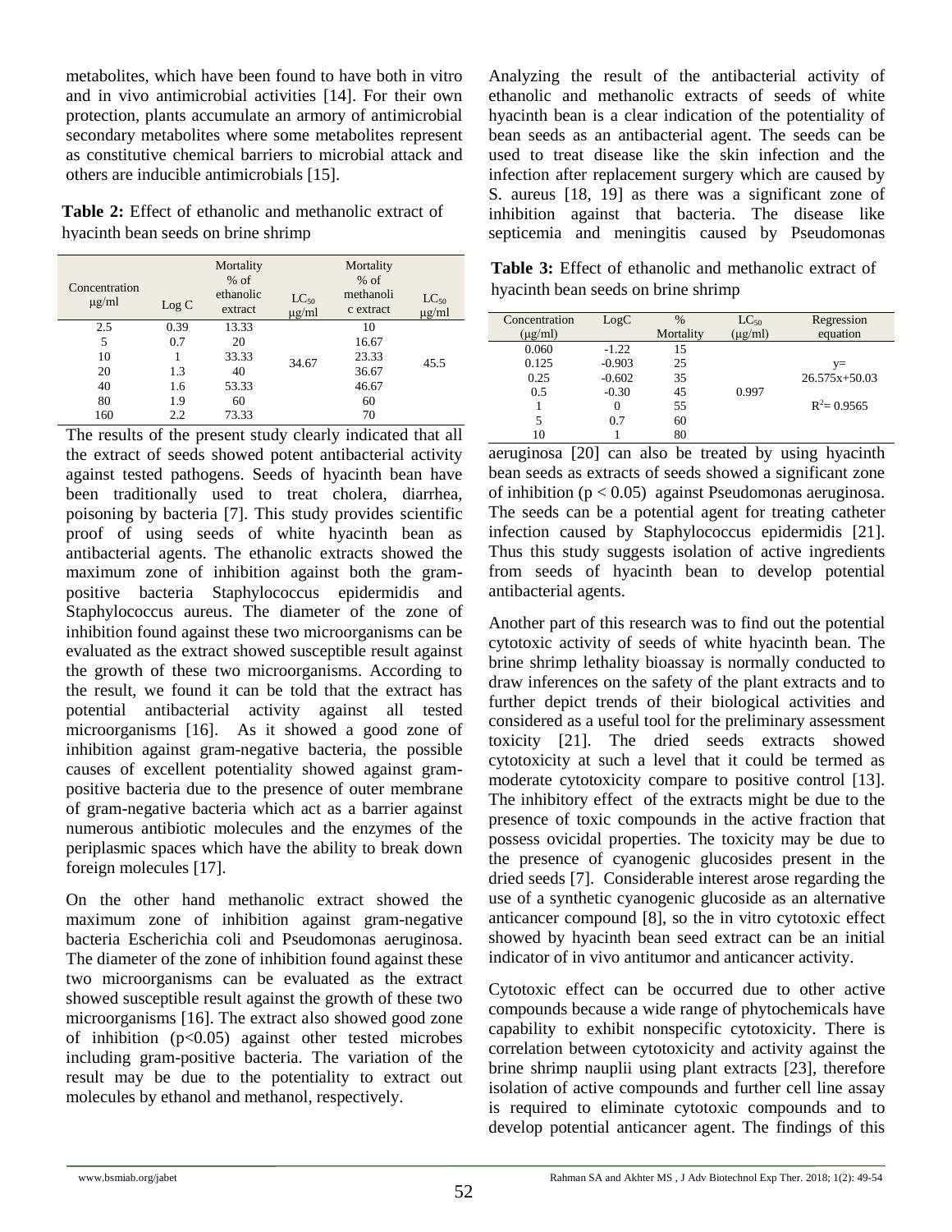metabolites, which have been found to have both in vitro and in vivo antimicrobial activities [14]. For their own protection, plants accumulate an armory of antimicrobial secondary metabolites where some metabolites represent as constitutive chemical barriers to microbial attack and others are inducible antimicrobials [15].

**Table 2:** Effect of ethanolic and methanolic extract of hyacinth bean seeds on brine shrimp

| Concentration μg/ml | Log C | Mortality % of ethanolic extract | $LC_{50}$ μg/ml | Mortality % of methanolic extract | $LC_{50}$ μg/ml |
|---|---|---|---|---|---|
| 2.5 | 0.39 | 13.33 | | 10 | |
| 5 | 0.7 | 20 | | 16.67 | |
| 10 | 1 | 33.33 | 34.67 | 23.33 | 45.5 |
| 20 | 1.3 | 40 | | 36.67 | |
| 40 | 1.6 | 53.33 | | 46.67 | |
| 80 | 1.9 | 60 | | 60 | |
| 160 | 2.2 | 73.33 | | 70 | |

The results of the present study clearly indicated that all the extract of seeds showed potent antibacterial activity against tested pathogens. Seeds of hyacinth bean have been traditionally used to treat cholera, diarrhea, poisoning by bacteria [7]. This study provides scientific proof of using seeds of white hyacinth bean as antibacterial agents. The ethanolic extracts showed the maximum zone of inhibition against both the gram-positive bacteria Staphylococcus epidermidis and Staphylococcus aureus. The diameter of the zone of inhibition found against these two microorganisms can be evaluated as the extract showed susceptible result against the growth of these two microorganisms. According to the result, we found it can be told that the extract has potential antibacterial activity against all tested microorganisms [16]. As it showed a good zone of inhibition against gram-negative bacteria, the possible causes of excellent potentiality showed against gram-positive bacteria due to the presence of outer membrane of gram-negative bacteria which act as a barrier against numerous antibiotic molecules and the enzymes of the periplasmic spaces which have the ability to break down foreign molecules [17].

On the other hand methanolic extract showed the maximum zone of inhibition against gram-negative bacteria Escherichia coli and Pseudomonas aeruginosa. The diameter of the zone of inhibition found against these two microorganisms can be evaluated as the extract showed susceptible result against the growth of these two microorganisms [16]. The extract also showed good zone of inhibition ($p<0.05$) against other tested microbes including gram-positive bacteria. The variation of the result may be due to the potentiality to extract out molecules by ethanol and methanol, respectively.

Analyzing the result of the antibacterial activity of ethanolic and methanolic extracts of seeds of white hyacinth bean is a clear indication of the potentiality of bean seeds as an antibacterial agent. The seeds can be used to treat disease like the skin infection and the infection after replacement surgery which are caused by S. aureus [18, 19] as there was a significant zone of inhibition against that bacteria. The disease like septicemia and meningitis caused by Pseudomonas aeruginosa [20] can also be treated by using hyacinth bean seeds as extracts of seeds showed a significant zone of inhibition ($p < 0.05$) against Pseudomonas aeruginosa. The seeds can be a potential agent for treating catheter infection caused by Staphylococcus epidermidis [21]. Thus this study suggests isolation of active ingredients from seeds of hyacinth bean to develop potential antibacterial agents.

**Table 3:** Effect of ethanolic and methanolic extract of hyacinth bean seeds on brine shrimp

| Concentration (μg/ml) | LogC | % Mortality | $LC_{50}$ (μg/ml) | Regression equation |
|---|---|---|---|---|
| 0.060 | -1.22 | 15 | | |
| 0.125 | -0.903 | 25 | | y= |
| 0.25 | -0.602 | 35 | | 26.575x+50.03 |
| 0.5 | -0.30 | 45 | 0.997 | |
| 1 | 0 | 55 | | $R^2$= 0.9565 |
| 5 | 0.7 | 60 | | |
| 10 | 1 | 80 | | |

Another part of this research was to find out the potential cytotoxic activity of seeds of white hyacinth bean. The brine shrimp lethality bioassay is normally conducted to draw inferences on the safety of the plant extracts and to further depict trends of their biological activities and considered as a useful tool for the preliminary assessment toxicity [21]. The dried seeds extracts showed cytotoxicity at such a level that it could be termed as moderate cytotoxicity compare to positive control [13]. The inhibitory effect of the extracts might be due to the presence of toxic compounds in the active fraction that possess ovicidal properties. The toxicity may be due to the presence of cyanogenic glucosides present in the dried seeds [7]. Considerable interest arose regarding the use of a synthetic cyanogenic glucoside as an alternative anticancer compound [8], so the in vitro cytotoxic effect showed by hyacinth bean seed extract can be an initial indicator of in vivo antitumor and anticancer activity.

Cytotoxic effect can be occurred due to other active compounds because a wide range of phytochemicals have capability to exhibit nonspecific cytotoxicity. There is correlation between cytotoxicity and activity against the brine shrimp nauplii using plant extracts [23], therefore isolation of active compounds and further cell line assay is required to eliminate cytotoxic compounds and to develop potential anticancer agent. The findings of this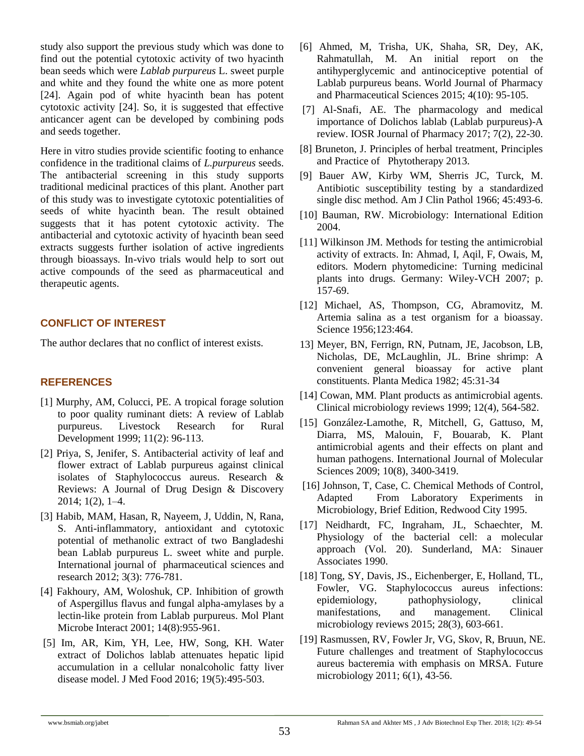study also support the previous study which was done to find out the potential cytotoxic activity of two hyacinth bean seeds which were *Lablab purpureus* L. sweet purple and white and they found the white one as more potent [24]. Again pod of white hyacinth bean has potent cytotoxic activity [24]. So, it is suggested that effective anticancer agent can be developed by combining pods and seeds together.

Here in vitro studies provide scientific footing to enhance confidence in the traditional claims of *L.purpureus* seeds. The antibacterial screening in this study supports traditional medicinal practices of this plant. Another part of this study was to investigate cytotoxic potentialities of seeds of white hyacinth bean. The result obtained suggests that it has potent cytotoxic activity. The antibacterial and cytotoxic activity of hyacinth bean seed extracts suggests further isolation of active ingredients through bioassays. In-vivo trials would help to sort out active compounds of the seed as pharmaceutical and therapeutic agents.

## CONFLICT OF INTEREST

The author declares that no conflict of interest exists.

## REFERENCES

[1] Murphy, AM, Colucci, PE. A tropical forage solution to poor quality ruminant diets: A review of Lablab purpureus. Livestock Research for Rural Development 1999; 11(2): 96-113.

[2] Priya, S, Jenifer, S. Antibacterial activity of leaf and flower extract of Lablab purpureus against clinical isolates of Staphylococcus aureus. Research & Reviews: A Journal of Drug Design & Discovery 2014; 1(2), 1–4.

[3] Habib, MAM, Hasan, R, Nayeem, J, Uddin, N, Rana, S. Anti-inflammatory, antioxidant and cytotoxic potential of methanolic extract of two Bangladeshi bean Lablab purpureus L. sweet white and purple. International journal of pharmaceutical sciences and research 2012; 3(3): 776-781.

[4] Fakhoury, AM, Woloshuk, CP. Inhibition of growth of Aspergillus flavus and fungal alpha-amylases by a lectin-like protein from Lablab purpureus. Mol Plant Microbe Interact 2001; 14(8):955-961.

[5] Im, AR, Kim, YH, Lee, HW, Song, KH. Water extract of Dolichos lablab attenuates hepatic lipid accumulation in a cellular nonalcoholic fatty liver disease model. J Med Food 2016; 19(5):495-503.

[6] Ahmed, M, Trisha, UK, Shaha, SR, Dey, AK, Rahmatullah, M. An initial report on the antihyperglycemic and antinociceptive potential of Lablab purpureus beans. World Journal of Pharmacy and Pharmaceutical Sciences 2015; 4(10): 95-105.

[7] Al-Snafi, AE. The pharmacology and medical importance of Dolichos lablab (Lablab purpureus)-A review. IOSR Journal of Pharmacy 2017; 7(2), 22-30.

[8] Bruneton, J. Principles of herbal treatment, Principles and Practice of Phytotherapy 2013.

[9] Bauer AW, Kirby WM, Sherris JC, Turck, M. Antibiotic susceptibility testing by a standardized single disc method. Am J Clin Pathol 1966; 45:493-6.

[10] Bauman, RW. Microbiology: International Edition 2004.

[11] Wilkinson JM. Methods for testing the antimicrobial activity of extracts. In: Ahmad, I, Aqil, F, Owais, M, editors. Modern phytomedicine: Turning medicinal plants into drugs. Germany: Wiley-VCH 2007; p. 157-69.

[12] Michael, AS, Thompson, CG, Abramovitz, M. Artemia salina as a test organism for a bioassay. Science 1956;123:464.

13] Meyer, BN, Ferrign, RN, Putnam, JE, Jacobson, LB, Nicholas, DE, McLaughlin, JL. Brine shrimp: A convenient general bioassay for active plant constituents. Planta Medica 1982; 45:31-34

[14] Cowan, MM. Plant products as antimicrobial agents. Clinical microbiology reviews 1999; 12(4), 564-582.

[15] González-Lamothe, R, Mitchell, G, Gattuso, M, Diarra, MS, Malouin, F, Bouarab, K. Plant antimicrobial agents and their effects on plant and human pathogens. International Journal of Molecular Sciences 2009; 10(8), 3400-3419.

[16] Johnson, T, Case, C. Chemical Methods of Control, Adapted From Laboratory Experiments in Microbiology, Brief Edition, Redwood City 1995.

[17] Neidhardt, FC, Ingraham, JL, Schaechter, M. Physiology of the bacterial cell: a molecular approach (Vol. 20). Sunderland, MA: Sinauer Associates 1990.

[18] Tong, SY, Davis, JS., Eichenberger, E, Holland, TL, Fowler, VG. Staphylococcus aureus infections: epidemiology, pathophysiology, clinical manifestations, and management. Clinical microbiology reviews 2015; 28(3), 603-661.

[19] Rasmussen, RV, Fowler Jr, VG, Skov, R, Bruun, NE. Future challenges and treatment of Staphylococcus aureus bacteremia with emphasis on MRSA. Future microbiology 2011; 6(1), 43-56.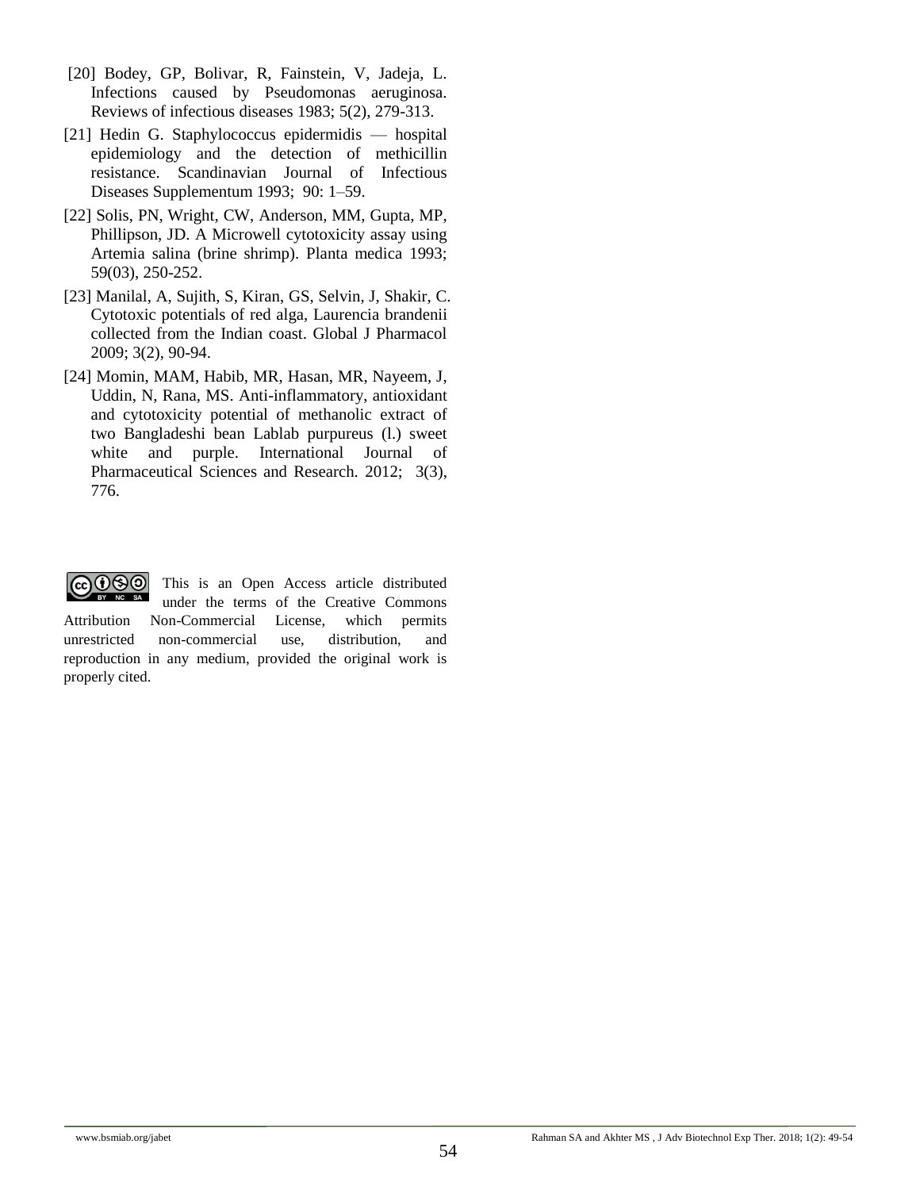[20] Bodey, GP, Bolivar, R, Fainstein, V, Jadeja, L. Infections caused by Pseudomonas aeruginosa. Reviews of infectious diseases 1983; 5(2), 279-313.

[21] Hedin G. Staphylococcus epidermidis — hospital epidemiology and the detection of methicillin resistance. Scandinavian Journal of Infectious Diseases Supplementum 1993; 90: 1–59.

[22] Solis, PN, Wright, CW, Anderson, MM, Gupta, MP, Phillipson, JD. A Microwell cytotoxicity assay using Artemia salina (brine shrimp). Planta medica 1993; 59(03), 250-252.

[23] Manilal, A, Sujith, S, Kiran, GS, Selvin, J, Shakir, C. Cytotoxic potentials of red alga, Laurencia brandenii collected from the Indian coast. Global J Pharmacol 2009; 3(2), 90-94.

[24] Momin, MAM, Habib, MR, Hasan, MR, Nayeem, J, Uddin, N, Rana, MS. Anti-inflammatory, antioxidant and cytotoxicity potential of methanolic extract of two Bangladeshi bean Lablab purpureus (l.) sweet white and purple. International Journal of Pharmaceutical Sciences and Research. 2012; 3(3), 776.

This is an Open Access article distributed under the terms of the Creative Commons Attribution Non-Commercial License, which permits unrestricted non-commercial use, distribution, and reproduction in any medium, provided the original work is properly cited.